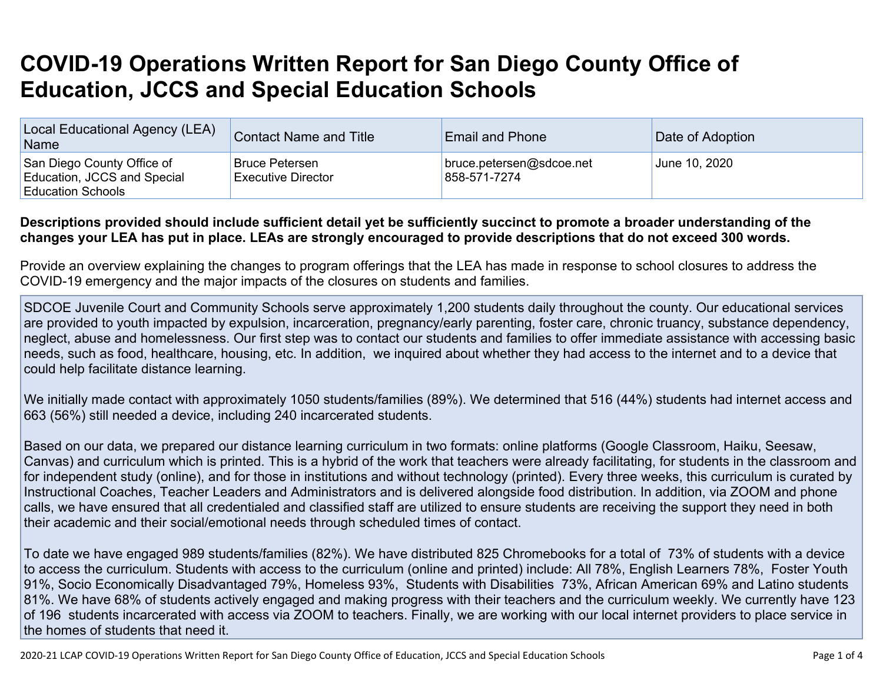# COVID-19 Operations Written Report for San Diego County Office of Education, JCCS and Special Education Schools

| Local Educational Agency (LEA) Name | Contact Name and Title | Email and Phone | Date of Adoption |
|---|---|---|---|
| San Diego County Office of Education, JCCS and Special Education Schools | Bruce Petersen<br>Executive Director | bruce.petersen@sdcoe.net<br>858-571-7274 | June 10, 2020 |

**Descriptions provided should include sufficient detail yet be sufficiently succinct to promote a broader understanding of the changes your LEA has put in place. LEAs are strongly encouraged to provide descriptions that do not exceed 300 words.**

Provide an overview explaining the changes to program offerings that the LEA has made in response to school closures to address the COVID-19 emergency and the major impacts of the closures on students and families.

SDCOE Juvenile Court and Community Schools serve approximately 1,200 students daily throughout the county. Our educational services are provided to youth impacted by expulsion, incarceration, pregnancy/early parenting, foster care, chronic truancy, substance dependency, neglect, abuse and homelessness. Our first step was to contact our students and families to offer immediate assistance with accessing basic needs, such as food, healthcare, housing, etc. In addition, we inquired about whether they had access to the internet and to a device that could help facilitate distance learning.

We initially made contact with approximately 1050 students/families (89%). We determined that 516 (44%) students had internet access and 663 (56%) still needed a device, including 240 incarcerated students.

Based on our data, we prepared our distance learning curriculum in two formats: online platforms (Google Classroom, Haiku, Seesaw, Canvas) and curriculum which is printed. This is a hybrid of the work that teachers were already facilitating, for students in the classroom and for independent study (online), and for those in institutions and without technology (printed). Every three weeks, this curriculum is curated by Instructional Coaches, Teacher Leaders and Administrators and is delivered alongside food distribution. In addition, via ZOOM and phone calls, we have ensured that all credentialed and classified staff are utilized to ensure students are receiving the support they need in both their academic and their social/emotional needs through scheduled times of contact.

To date we have engaged 989 students/families (82%). We have distributed 825 Chromebooks for a total of 73% of students with a device to access the curriculum. Students with access to the curriculum (online and printed) include: All 78%, English Learners 78%, Foster Youth 91%, Socio Economically Disadvantaged 79%, Homeless 93%, Students with Disabilities 73%, African American 69% and Latino students 81%. We have 68% of students actively engaged and making progress with their teachers and the curriculum weekly. We currently have 123 of 196 students incarcerated with access via ZOOM to teachers. Finally, we are working with our local internet providers to place service in the homes of students that need it.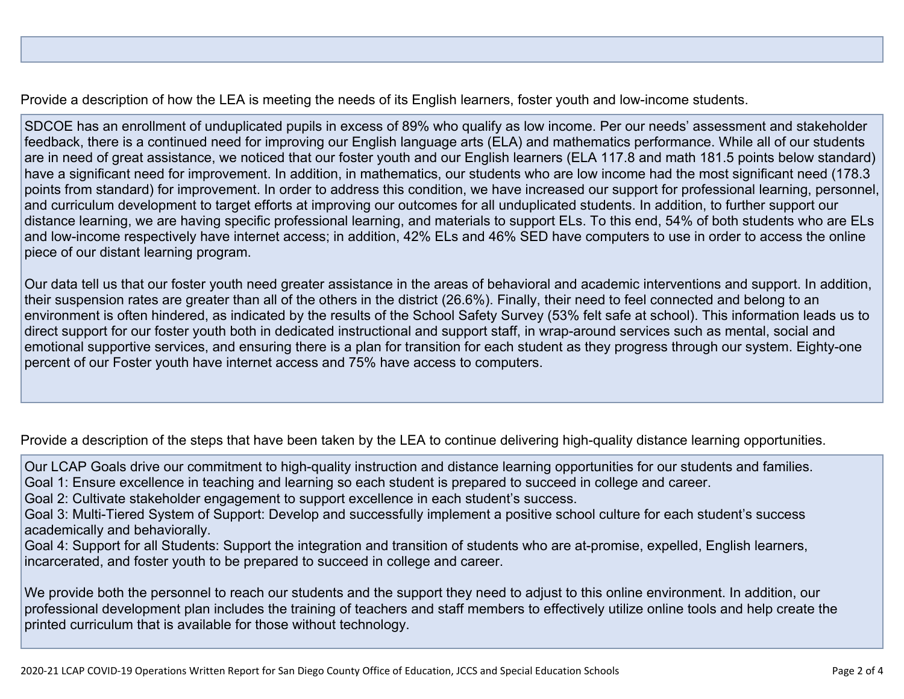Provide a description of how the LEA is meeting the needs of its English learners, foster youth and low-income students.

SDCOE has an enrollment of unduplicated pupils in excess of 89% who qualify as low income. Per our needs' assessment and stakeholder feedback, there is a continued need for improving our English language arts (ELA) and mathematics performance. While all of our students are in need of great assistance, we noticed that our foster youth and our English learners (ELA 117.8 and math 181.5 points below standard) have a significant need for improvement. In addition, in mathematics, our students who are low income had the most significant need (178.3 points from standard) for improvement. In order to address this condition, we have increased our support for professional learning, personnel, and curriculum development to target efforts at improving our outcomes for all unduplicated students. In addition, to further support our distance learning, we are having specific professional learning, and materials to support ELs. To this end, 54% of both students who are ELs and low-income respectively have internet access; in addition, 42% ELs and 46% SED have computers to use in order to access the online piece of our distant learning program.

Our data tell us that our foster youth need greater assistance in the areas of behavioral and academic interventions and support. In addition, their suspension rates are greater than all of the others in the district (26.6%). Finally, their need to feel connected and belong to an environment is often hindered, as indicated by the results of the School Safety Survey (53% felt safe at school). This information leads us to direct support for our foster youth both in dedicated instructional and support staff, in wrap-around services such as mental, social and emotional supportive services, and ensuring there is a plan for transition for each student as they progress through our system. Eighty-one percent of our Foster youth have internet access and 75% have access to computers.

Provide a description of the steps that have been taken by the LEA to continue delivering high-quality distance learning opportunities.

Our LCAP Goals drive our commitment to high-quality instruction and distance learning opportunities for our students and families.
Goal 1: Ensure excellence in teaching and learning so each student is prepared to succeed in college and career.
Goal 2: Cultivate stakeholder engagement to support excellence in each student's success.
Goal 3: Multi-Tiered System of Support: Develop and successfully implement a positive school culture for each student's success academically and behaviorally.
Goal 4: Support for all Students: Support the integration and transition of students who are at-promise, expelled, English learners, incarcerated, and foster youth to be prepared to succeed in college and career.

We provide both the personnel to reach our students and the support they need to adjust to this online environment. In addition, our professional development plan includes the training of teachers and staff members to effectively utilize online tools and help create the printed curriculum that is available for those without technology.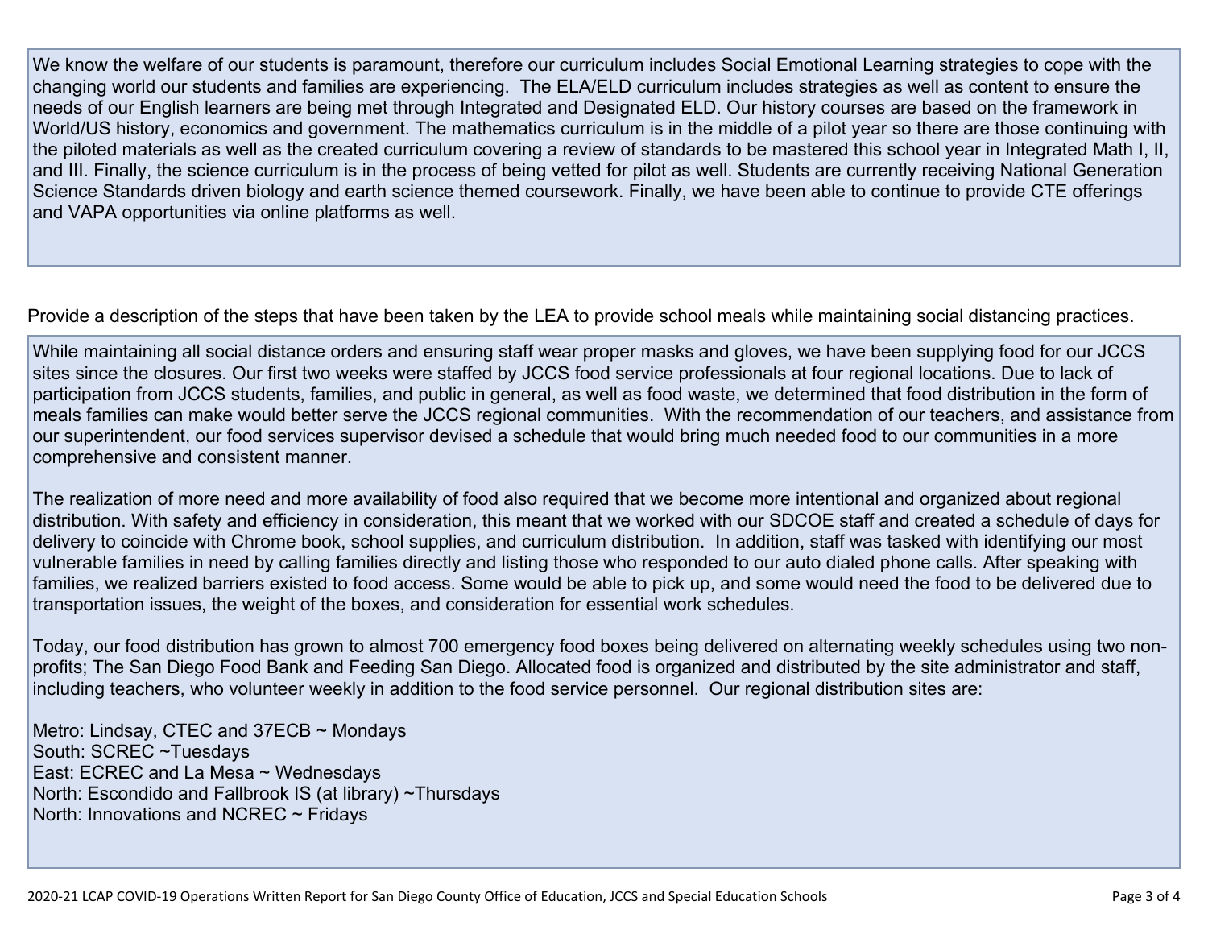We know the welfare of our students is paramount, therefore our curriculum includes Social Emotional Learning strategies to cope with the changing world our students and families are experiencing. The ELA/ELD curriculum includes strategies as well as content to ensure the needs of our English learners are being met through Integrated and Designated ELD. Our history courses are based on the framework in World/US history, economics and government. The mathematics curriculum is in the middle of a pilot year so there are those continuing with the piloted materials as well as the created curriculum covering a review of standards to be mastered this school year in Integrated Math I, II, and III. Finally, the science curriculum is in the process of being vetted for pilot as well. Students are currently receiving National Generation Science Standards driven biology and earth science themed coursework. Finally, we have been able to continue to provide CTE offerings and VAPA opportunities via online platforms as well.

Provide a description of the steps that have been taken by the LEA to provide school meals while maintaining social distancing practices.

While maintaining all social distance orders and ensuring staff wear proper masks and gloves, we have been supplying food for our JCCS sites since the closures. Our first two weeks were staffed by JCCS food service professionals at four regional locations. Due to lack of participation from JCCS students, families, and public in general, as well as food waste, we determined that food distribution in the form of meals families can make would better serve the JCCS regional communities. With the recommendation of our teachers, and assistance from our superintendent, our food services supervisor devised a schedule that would bring much needed food to our communities in a more comprehensive and consistent manner.

The realization of more need and more availability of food also required that we become more intentional and organized about regional distribution. With safety and efficiency in consideration, this meant that we worked with our SDCOE staff and created a schedule of days for delivery to coincide with Chrome book, school supplies, and curriculum distribution. In addition, staff was tasked with identifying our most vulnerable families in need by calling families directly and listing those who responded to our auto dialed phone calls. After speaking with families, we realized barriers existed to food access. Some would be able to pick up, and some would need the food to be delivered due to transportation issues, the weight of the boxes, and consideration for essential work schedules.

Today, our food distribution has grown to almost 700 emergency food boxes being delivered on alternating weekly schedules using two non-profits; The San Diego Food Bank and Feeding San Diego. Allocated food is organized and distributed by the site administrator and staff, including teachers, who volunteer weekly in addition to the food service personnel. Our regional distribution sites are:

Metro: Lindsay, CTEC and 37ECB ~ Mondays
South: SCREC ~Tuesdays
East: ECREC and La Mesa ~ Wednesdays
North: Escondido and Fallbrook IS (at library) ~Thursdays
North: Innovations and NCREC ~ Fridays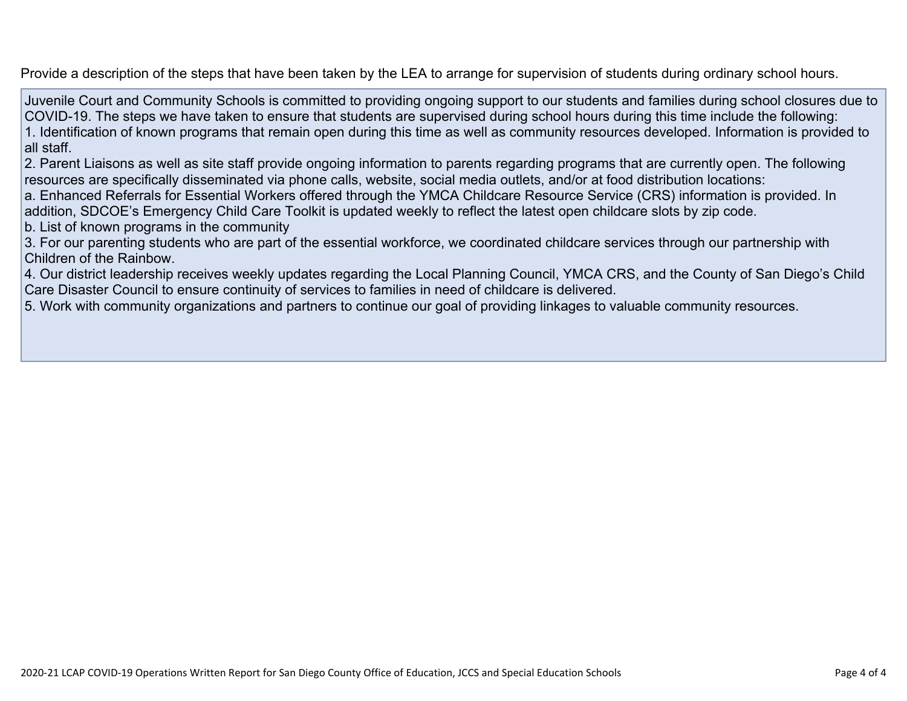Provide a description of the steps that have been taken by the LEA to arrange for supervision of students during ordinary school hours.

Juvenile Court and Community Schools is committed to providing ongoing support to our students and families during school closures due to COVID-19. The steps we have taken to ensure that students are supervised during school hours during this time include the following:

1. Identification of known programs that remain open during this time as well as community resources developed. Information is provided to all staff.
2. Parent Liaisons as well as site staff provide ongoing information to parents regarding programs that are currently open. The following resources are specifically disseminated via phone calls, website, social media outlets, and/or at food distribution locations:
   a. Enhanced Referrals for Essential Workers offered through the YMCA Childcare Resource Service (CRS) information is provided. In addition, SDCOE's Emergency Child Care Toolkit is updated weekly to reflect the latest open childcare slots by zip code.
   b. List of known programs in the community
3. For our parenting students who are part of the essential workforce, we coordinated childcare services through our partnership with Children of the Rainbow.
4. Our district leadership receives weekly updates regarding the Local Planning Council, YMCA CRS, and the County of San Diego's Child Care Disaster Council to ensure continuity of services to families in need of childcare is delivered.
5. Work with community organizations and partners to continue our goal of providing linkages to valuable community resources.